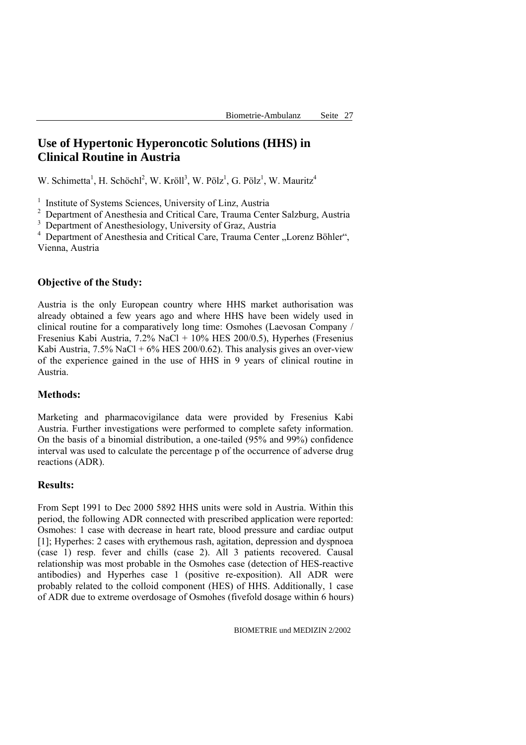# Use of Hypertonic Hyperoncotic Solutions (HHS) in Clinical Routine in Austria

W. Schimetta[1], H. Schöchl[2], W. Kröll[3], W. Pölz[1], G. Pölz[1], W. Mauritz[4]

[1] Institute of Systems Sciences, University of Linz, Austria
[2] Department of Anesthesia and Critical Care, Trauma Center Salzburg, Austria
[3] Department of Anesthesiology, University of Graz, Austria
[4] Department of Anesthesia and Critical Care, Trauma Center „Lorenz Böhler", Vienna, Austria

## Objective of the Study:

Austria is the only European country where HHS market authorisation was already obtained a few years ago and where HHS have been widely used in clinical routine for a comparatively long time: Osmohes (Laevosan Company / Fresenius Kabi Austria, 7.2% NaCl + 10% HES 200/0.5), Hyperhes (Fresenius Kabi Austria, 7.5% NaCl + 6% HES 200/0.62). This analysis gives an over-view of the experience gained in the use of HHS in 9 years of clinical routine in Austria.

## Methods:

Marketing and pharmacovigilance data were provided by Fresenius Kabi Austria. Further investigations were performed to complete safety information. On the basis of a binomial distribution, a one-tailed (95% and 99%) confidence interval was used to calculate the percentage p of the occurrence of adverse drug reactions (ADR).

## Results:

From Sept 1991 to Dec 2000 5892 HHS units were sold in Austria. Within this period, the following ADR connected with prescribed application were reported: Osmohes: 1 case with decrease in heart rate, blood pressure and cardiac output [1]; Hyperhes: 2 cases with erythemous rash, agitation, depression and dyspnoea (case 1) resp. fever and chills (case 2). All 3 patients recovered. Causal relationship was most probable in the Osmohes case (detection of HES-reactive antibodies) and Hyperhes case 1 (positive re-exposition). All ADR were probably related to the colloid component (HES) of HHS. Additionally, 1 case of ADR due to extreme overdosage of Osmohes (fivefold dosage within 6 hours)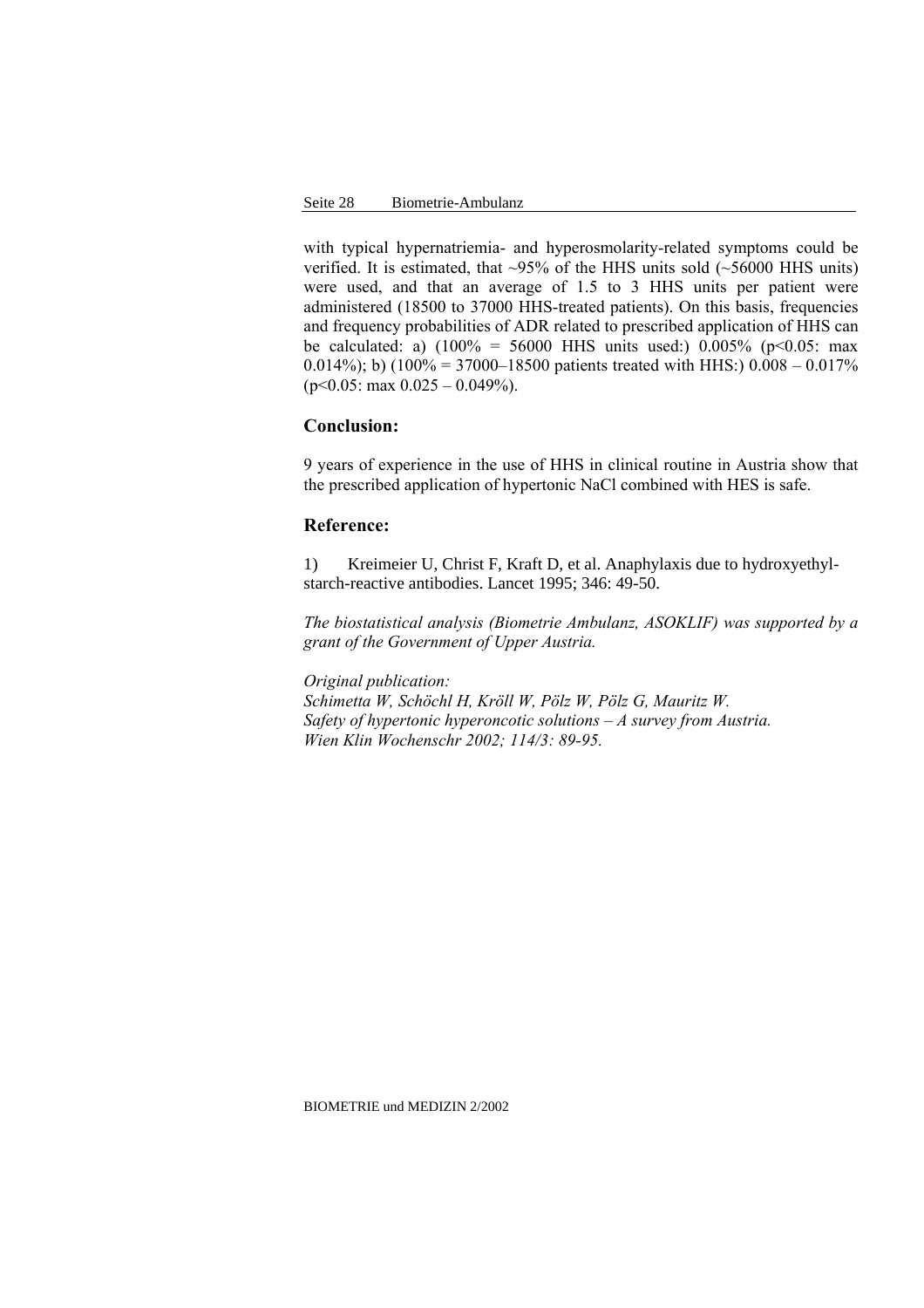with typical hypernatriemia- and hyperosmolarity-related symptoms could be verified. It is estimated, that ~95% of the HHS units sold (~56000 HHS units) were used, and that an average of 1.5 to 3 HHS units per patient were administered (18500 to 37000 HHS-treated patients). On this basis, frequencies and frequency probabilities of ADR related to prescribed application of HHS can be calculated: a) (100% = 56000 HHS units used:) 0.005% ($p<0.05$: max 0.014%); b) (100% = 37000–18500 patients treated with HHS:) 0.008 – 0.017% ($p<0.05$: max 0.025 – 0.049%).

## Conclusion:

9 years of experience in the use of HHS in clinical routine in Austria show that the prescribed application of hypertonic NaCl combined with HES is safe.

## Reference:

1) Kreimeier U, Christ F, Kraft D, et al. Anaphylaxis due to hydroxyethyl-starch-reactive antibodies. Lancet 1995; 346: 49-50.

*The biostatistical analysis (Biometrie Ambulanz, ASOKLIF) was supported by a grant of the Government of Upper Austria.*

*Original publication:*
*Schimetta W, Schöchl H, Kröll W, Pölz W, Pölz G, Mauritz W.*
*Safety of hypertonic hyperoncotic solutions – A survey from Austria.*
*Wien Klin Wochenschr 2002; 114/3: 89-95.*